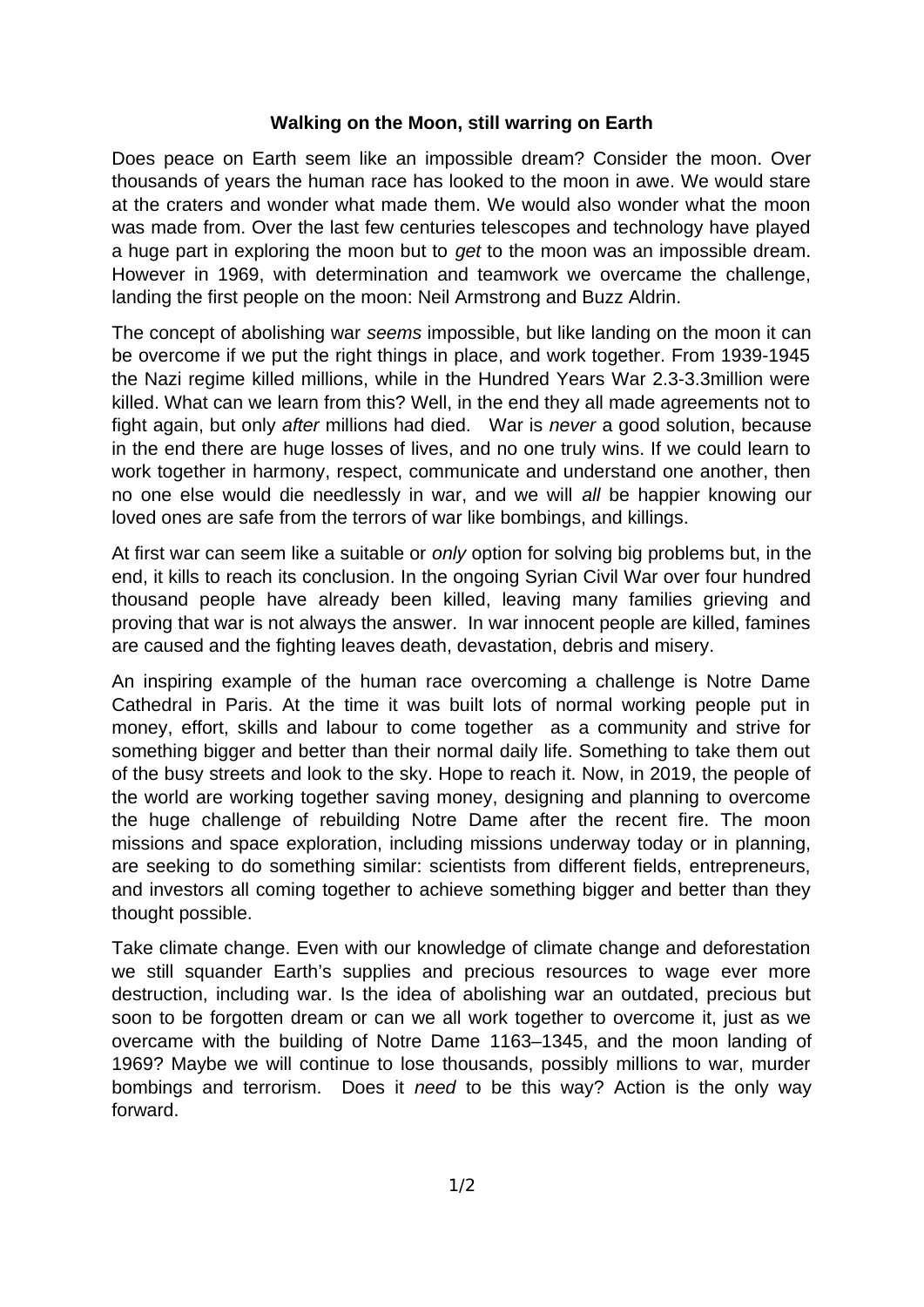**Walking on the Moon, still warring on Earth**

Does peace on Earth seem like an impossible dream? Consider the moon. Over thousands of years the human race has looked to the moon in awe. We would stare at the craters and wonder what made them. We would also wonder what the moon was made from. Over the last few centuries telescopes and technology have played a huge part in exploring the moon but to *get* to the moon was an impossible dream. However in 1969, with determination and teamwork we overcame the challenge, landing the first people on the moon: Neil Armstrong and Buzz Aldrin.

The concept of abolishing war *seems* impossible, but like landing on the moon it can be overcome if we put the right things in place, and work together. From 1939-1945 the Nazi regime killed millions, while in the Hundred Years War 2.3-3.3million were killed. What can we learn from this? Well, in the end they all made agreements not to fight again, but only *after* millions had died. War is *never* a good solution, because in the end there are huge losses of lives, and no one truly wins. If we could learn to work together in harmony, respect, communicate and understand one another, then no one else would die needlessly in war, and we will *all* be happier knowing our loved ones are safe from the terrors of war like bombings, and killings.

At first war can seem like a suitable or *only* option for solving big problems but, in the end, it kills to reach its conclusion. In the ongoing Syrian Civil War over four hundred thousand people have already been killed, leaving many families grieving and proving that war is not always the answer. In war innocent people are killed, famines are caused and the fighting leaves death, devastation, debris and misery.

An inspiring example of the human race overcoming a challenge is Notre Dame Cathedral in Paris. At the time it was built lots of normal working people put in money, effort, skills and labour to come together as a community and strive for something bigger and better than their normal daily life. Something to take them out of the busy streets and look to the sky. Hope to reach it. Now, in 2019, the people of the world are working together saving money, designing and planning to overcome the huge challenge of rebuilding Notre Dame after the recent fire. The moon missions and space exploration, including missions underway today or in planning, are seeking to do something similar: scientists from different fields, entrepreneurs, and investors all coming together to achieve something bigger and better than they thought possible.

Take climate change. Even with our knowledge of climate change and deforestation we still squander Earth's supplies and precious resources to wage ever more destruction, including war. Is the idea of abolishing war an outdated, precious but soon to be forgotten dream or can we all work together to overcome it, just as we overcame with the building of Notre Dame 1163–1345, and the moon landing of 1969? Maybe we will continue to lose thousands, possibly millions to war, murder bombings and terrorism. Does it *need* to be this way? Action is the only way forward.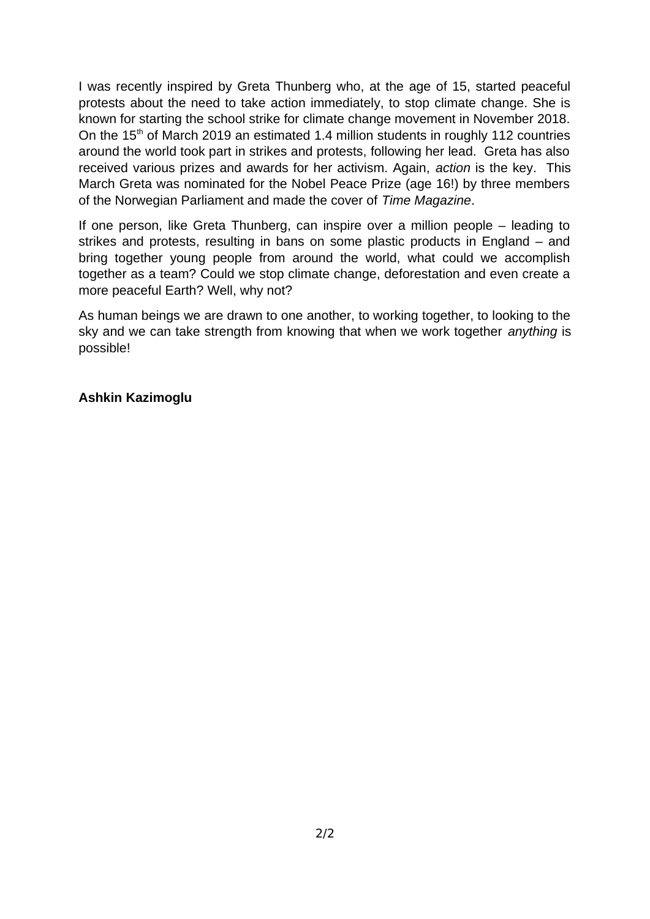I was recently inspired by Greta Thunberg who, at the age of 15, started peaceful protests about the need to take action immediately, to stop climate change. She is known for starting the school strike for climate change movement in November 2018. On the 15th of March 2019 an estimated 1.4 million students in roughly 112 countries around the world took part in strikes and protests, following her lead. Greta has also received various prizes and awards for her activism. Again, *action* is the key. This March Greta was nominated for the Nobel Peace Prize (age 16!) by three members of the Norwegian Parliament and made the cover of *Time Magazine*.

If one person, like Greta Thunberg, can inspire over a million people – leading to strikes and protests, resulting in bans on some plastic products in England – and bring together young people from around the world, what could we accomplish together as a team? Could we stop climate change, deforestation and even create a more peaceful Earth? Well, why not?

As human beings we are drawn to one another, to working together, to looking to the sky and we can take strength from knowing that when we work together *anything* is possible!

**Ashkin Kazimoglu**